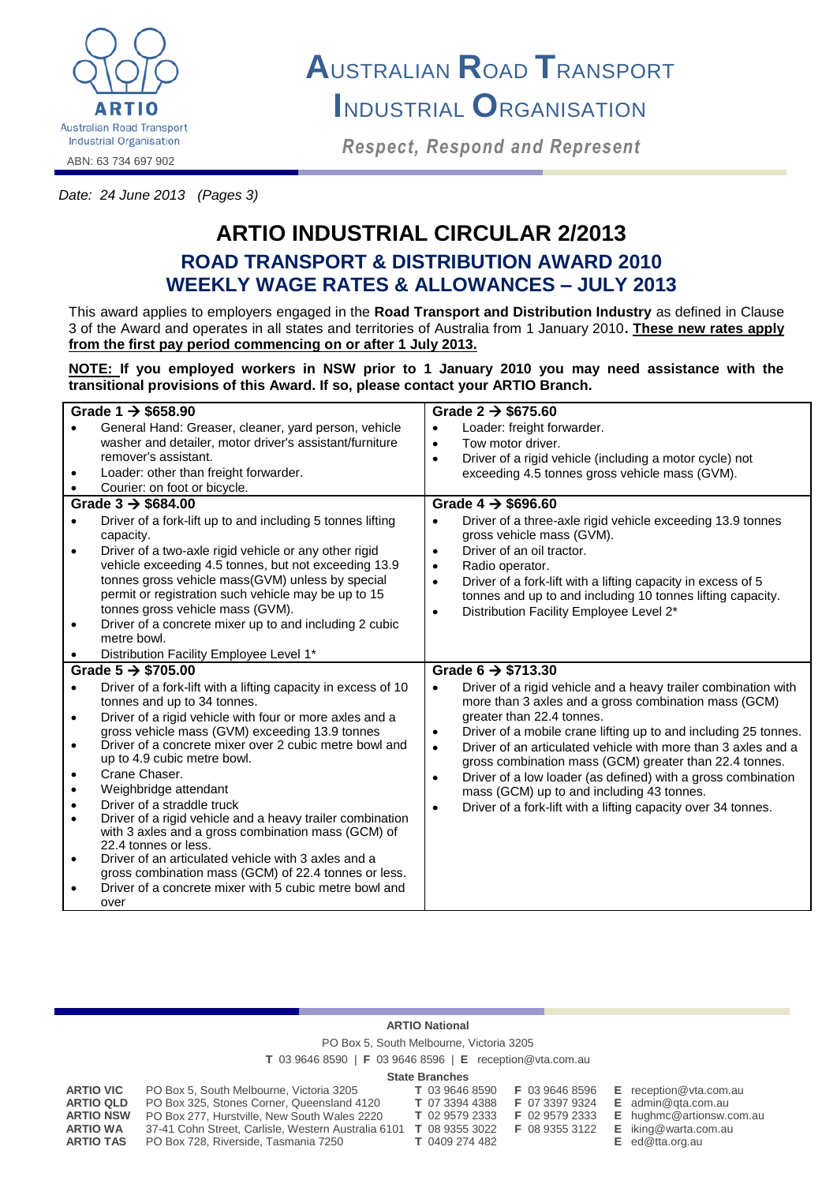# AUSTRALIAN ROAD TRANSPORT INDUSTRIAL ORGANISATION

ARTIO
Australian Road Transport Industrial Organisation
ABN: 63 734 697 902

*Respect, Respond and Represent*

*Date: 24 June 2013 (Pages 3)*

# ARTIO INDUSTRIAL CIRCULAR 2/2013

## ROAD TRANSPORT & DISTRIBUTION AWARD 2010
## WEEKLY WAGE RATES & ALLOWANCES – JULY 2013

This award applies to employers engaged in the **Road Transport and Distribution Industry** as defined in Clause 3 of the Award and operates in all states and territories of Australia from 1 January 2010**. These new rates apply from the first pay period commencing on or after 1 July 2013.**

**NOTE: If you employed workers in NSW prior to 1 January 2010 you may need assistance with the transitional provisions of this Award. If so, please contact your ARTIO Branch.**

| Grade 1 → $658.90 | Grade 2 → $675.60 |
|---|---|
| • General Hand: Greaser, cleaner, yard person, vehicle washer and detailer, motor driver's assistant/furniture remover's assistant.<br>• Loader: other than freight forwarder.<br>• Courier: on foot or bicycle. | • Loader: freight forwarder.<br>• Tow motor driver.<br>• Driver of a rigid vehicle (including a motor cycle) not exceeding 4.5 tonnes gross vehicle mass (GVM). |
| **Grade 3 → $684.00** | **Grade 4 → $696.60** |
| • Driver of a fork-lift up to and including 5 tonnes lifting capacity.<br>• Driver of a two-axle rigid vehicle or any other rigid vehicle exceeding 4.5 tonnes, but not exceeding 13.9 tonnes gross vehicle mass(GVM) unless by special permit or registration such vehicle may be up to 15 tonnes gross vehicle mass (GVM).<br>• Driver of a concrete mixer up to and including 2 cubic metre bowl.<br>• Distribution Facility Employee Level 1* | • Driver of a three-axle rigid vehicle exceeding 13.9 tonnes gross vehicle mass (GVM).<br>• Driver of an oil tractor.<br>• Radio operator.<br>• Driver of a fork-lift with a lifting capacity in excess of 5 tonnes and up to and including 10 tonnes lifting capacity.<br>• Distribution Facility Employee Level 2* |
| **Grade 5 → $705.00** | **Grade 6 → $713.30** |
| • Driver of a fork-lift with a lifting capacity in excess of 10 tonnes and up to 34 tonnes.<br>• Driver of a rigid vehicle with four or more axles and a gross vehicle mass (GVM) exceeding 13.9 tonnes<br>• Driver of a concrete mixer over 2 cubic metre bowl and up to 4.9 cubic metre bowl.<br>• Crane Chaser.<br>• Weighbridge attendant<br>• Driver of a straddle truck<br>• Driver of a rigid vehicle and a heavy trailer combination with 3 axles and a gross combination mass (GCM) of 22.4 tonnes or less.<br>• Driver of an articulated vehicle with 3 axles and a gross combination mass (GCM) of 22.4 tonnes or less.<br>• Driver of a concrete mixer with 5 cubic metre bowl and over | • Driver of a rigid vehicle and a heavy trailer combination with more than 3 axles and a gross combination mass (GCM) greater than 22.4 tonnes.<br>• Driver of a mobile crane lifting up to and including 25 tonnes.<br>• Driver of an articulated vehicle with more than 3 axles and a gross combination mass (GCM) greater than 22.4 tonnes.<br>• Driver of a low loader (as defined) with a gross combination mass (GCM) up to and including 43 tonnes.<br>• Driver of a fork-lift with a lifting capacity over 34 tonnes. |

**ARTIO National**
PO Box 5, South Melbourne, Victoria 3205
**T** 03 9646 8590 | **F** 03 9646 8596 | **E** reception@vta.com.au

**State Branches**

| | | | | |
|---|---|---|---|---|
| **ARTIO VIC** | PO Box 5, South Melbourne, Victoria 3205 | **T** 03 9646 8590 | **F** 03 9646 8596 | **E** reception@vta.com.au |
| **ARTIO QLD** | PO Box 325, Stones Corner, Queensland 4120 | **T** 07 3394 4388 | **F** 07 3397 9324 | **E** admin@qta.com.au |
| **ARTIO NSW** | PO Box 277, Hurstville, New South Wales 2220 | **T** 02 9579 2333 | **F** 02 9579 2333 | **E** hughmc@artionsw.com.au |
| **ARTIO WA** | 37-41 Cohn Street, Carlisle, Western Australia 6101 | **T** 08 9355 3022 | **F** 08 9355 3122 | **E** iking@warta.com.au |
| **ARTIO TAS** | PO Box 728, Riverside, Tasmania 7250 | **T** 0409 274 482 | | **E** ed@tta.org.au |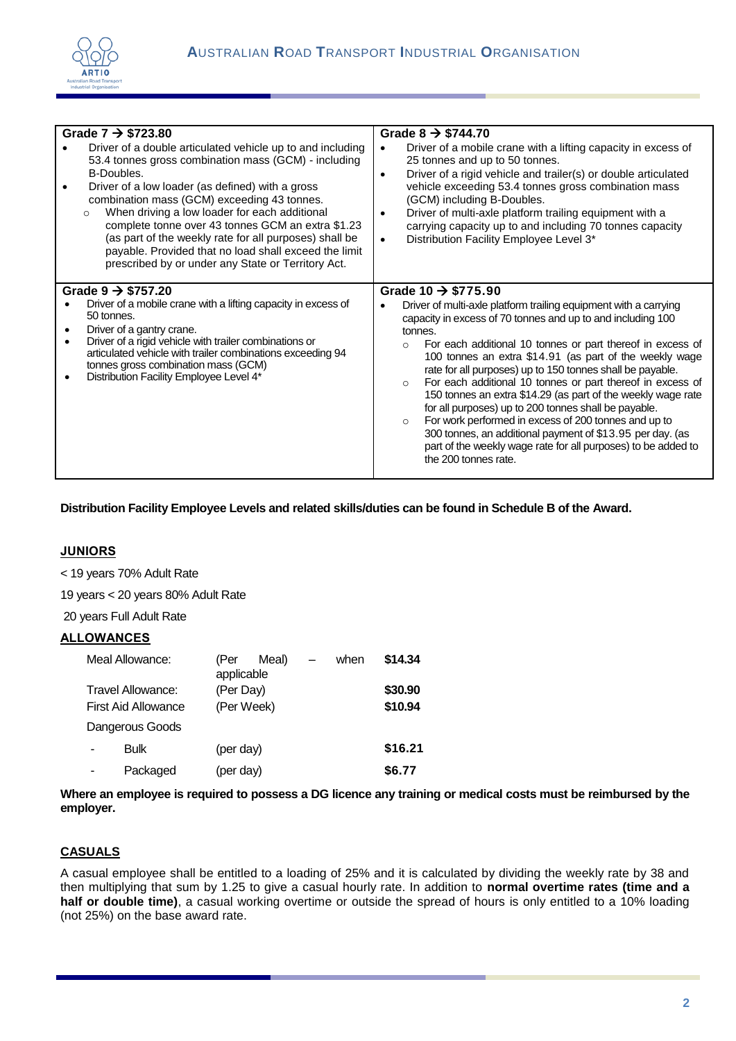| Grade 7 → $723.80 | Grade 8 → $744.70 |
|---|---|
| • Driver of a double articulated vehicle up to and including 53.4 tonnes gross combination mass (GCM) - including B-Doubles.<br>• Driver of a low loader (as defined) with a gross combination mass (GCM) exceeding 43 tonnes.<br>  ○ When driving a low loader for each additional complete tonne over 43 tonnes GCM an extra $1.23 (as part of the weekly rate for all purposes) shall be payable. Provided that no load shall exceed the limit prescribed by or under any State or Territory Act. | • Driver of a mobile crane with a lifting capacity in excess of 25 tonnes and up to 50 tonnes.<br>• Driver of a rigid vehicle and trailer(s) or double articulated vehicle exceeding 53.4 tonnes gross combination mass (GCM) including B-Doubles.<br>• Driver of multi-axle platform trailing equipment with a carrying capacity up to and including 70 tonnes capacity<br>• Distribution Facility Employee Level 3* |
| **Grade 9 → $757.20** | **Grade 10 → $775.90** |
| • Driver of a mobile crane with a lifting capacity in excess of 50 tonnes.<br>• Driver of a gantry crane.<br>• Driver of a rigid vehicle with trailer combinations or articulated vehicle with trailer combinations exceeding 94 tonnes gross combination mass (GCM)<br>• Distribution Facility Employee Level 4* | • Driver of multi-axle platform trailing equipment with a carrying capacity in excess of 70 tonnes and up to and including 100 tonnes.<br>  ○ For each additional 10 tonnes or part thereof in excess of 100 tonnes an extra $14.91 (as part of the weekly wage rate for all purposes) up to 150 tonnes shall be payable.<br>  ○ For each additional 10 tonnes or part thereof in excess of 150 tonnes an extra $14.29 (as part of the weekly wage rate for all purposes) up to 200 tonnes shall be payable.<br>  ○ For work performed in excess of 200 tonnes and up to 300 tonnes, an additional payment of $13.95 per day. (as part of the weekly wage rate for all purposes) to be added to the 200 tonnes rate. |

**Distribution Facility Employee Levels and related skills/duties can be found in Schedule B of the Award.**

## JUNIORS

< 19 years 70% Adult Rate

19 years < 20 years 80% Adult Rate

20 years Full Adult Rate

## ALLOWANCES

| | | |
|---|---|---|
| Meal Allowance: | (Per Meal) – when applicable | **$14.34** |
| Travel Allowance: | (Per Day) | **$30.90** |
| First Aid Allowance | (Per Week) | **$10.94** |
| Dangerous Goods | | |
| - Bulk | (per day) | **$16.21** |
| - Packaged | (per day) | **$6.77** |

**Where an employee is required to possess a DG licence any training or medical costs must be reimbursed by the employer.**

## CASUALS

A casual employee shall be entitled to a loading of 25% and it is calculated by dividing the weekly rate by 38 and then multiplying that sum by 1.25 to give a casual hourly rate. In addition to **normal overtime rates (time and a half or double time)**, a casual working overtime or outside the spread of hours is only entitled to a 10% loading (not 25%) on the base award rate.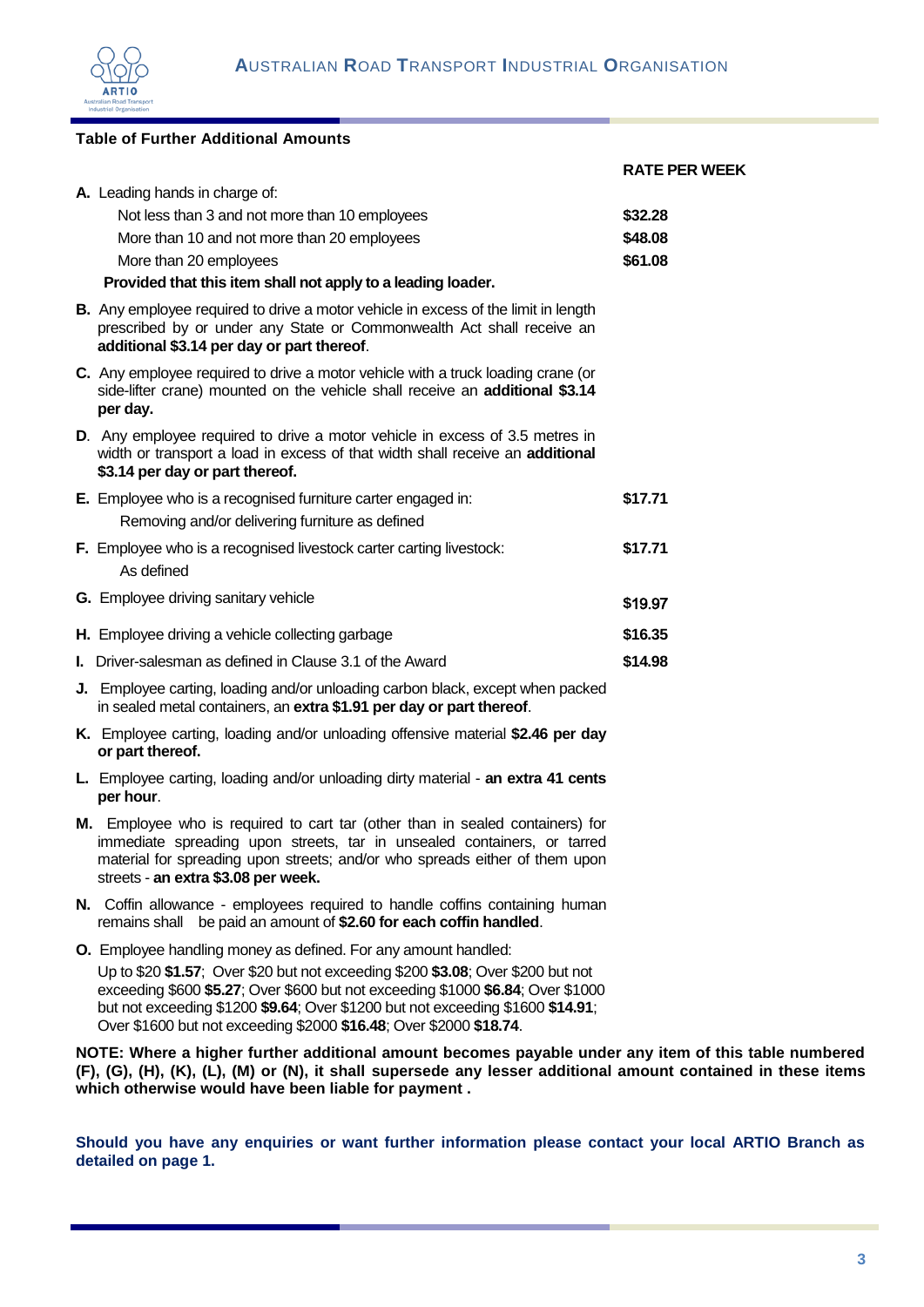## Table of Further Additional Amounts

| | RATE PER WEEK |
|---|---|
| **A.** Leading hands in charge of: | |
| Not less than 3 and not more than 10 employees | **$32.28** |
| More than 10 and not more than 20 employees | **$48.08** |
| More than 20 employees | **$61.08** |
| **Provided that this item shall not apply to a leading loader.** | |
| **B.** Any employee required to drive a motor vehicle in excess of the limit in length prescribed by or under any State or Commonwealth Act shall receive an **additional $3.14 per day or part thereof**. | |
| **C.** Any employee required to drive a motor vehicle with a truck loading crane (or side-lifter crane) mounted on the vehicle shall receive an **additional $3.14 per day.** | |
| **D**. Any employee required to drive a motor vehicle in excess of 3.5 metres in width or transport a load in excess of that width shall receive an **additional $3.14 per day or part thereof.** | |
| **E.** Employee who is a recognised furniture carter engaged in: Removing and/or delivering furniture as defined | **$17.71** |
| **F.** Employee who is a recognised livestock carter carting livestock: As defined | **$17.71** |
| **G.** Employee driving sanitary vehicle | **$19.97** |
| **H.** Employee driving a vehicle collecting garbage | **$16.35** |
| **I.** Driver-salesman as defined in Clause 3.1 of the Award | **$14.98** |
| **J.** Employee carting, loading and/or unloading carbon black, except when packed in sealed metal containers, an **extra $1.91 per day or part thereof**. | |
| **K.** Employee carting, loading and/or unloading offensive material **$2.46 per day or part thereof.** | |
| **L.** Employee carting, loading and/or unloading dirty material - **an extra 41 cents per hour**. | |
| **M.** Employee who is required to cart tar (other than in sealed containers) for immediate spreading upon streets, tar in unsealed containers, or tarred material for spreading upon streets; and/or who spreads either of them upon streets - **an extra $3.08 per week.** | |
| **N.** Coffin allowance - employees required to handle coffins containing human remains shall be paid an amount of **$2.60 for each coffin handled**. | |
| **O.** Employee handling money as defined. For any amount handled: Up to $20 **$1.57**; Over $20 but not exceeding $200 **$3.08**; Over $200 but not exceeding $600 **$5.27**; Over $600 but not exceeding $1000 **$6.84**; Over $1000 but not exceeding $1200 **$9.64**; Over $1200 but not exceeding $1600 **$14.91**; Over $1600 but not exceeding $2000 **$16.48**; Over $2000 **$18.74**. | |

**NOTE: Where a higher further additional amount becomes payable under any item of this table numbered (F), (G), (H), (K), (L), (M) or (N), it shall supersede any lesser additional amount contained in these items which otherwise would have been liable for payment .**

**Should you have any enquiries or want further information please contact your local ARTIO Branch as detailed on page 1.**